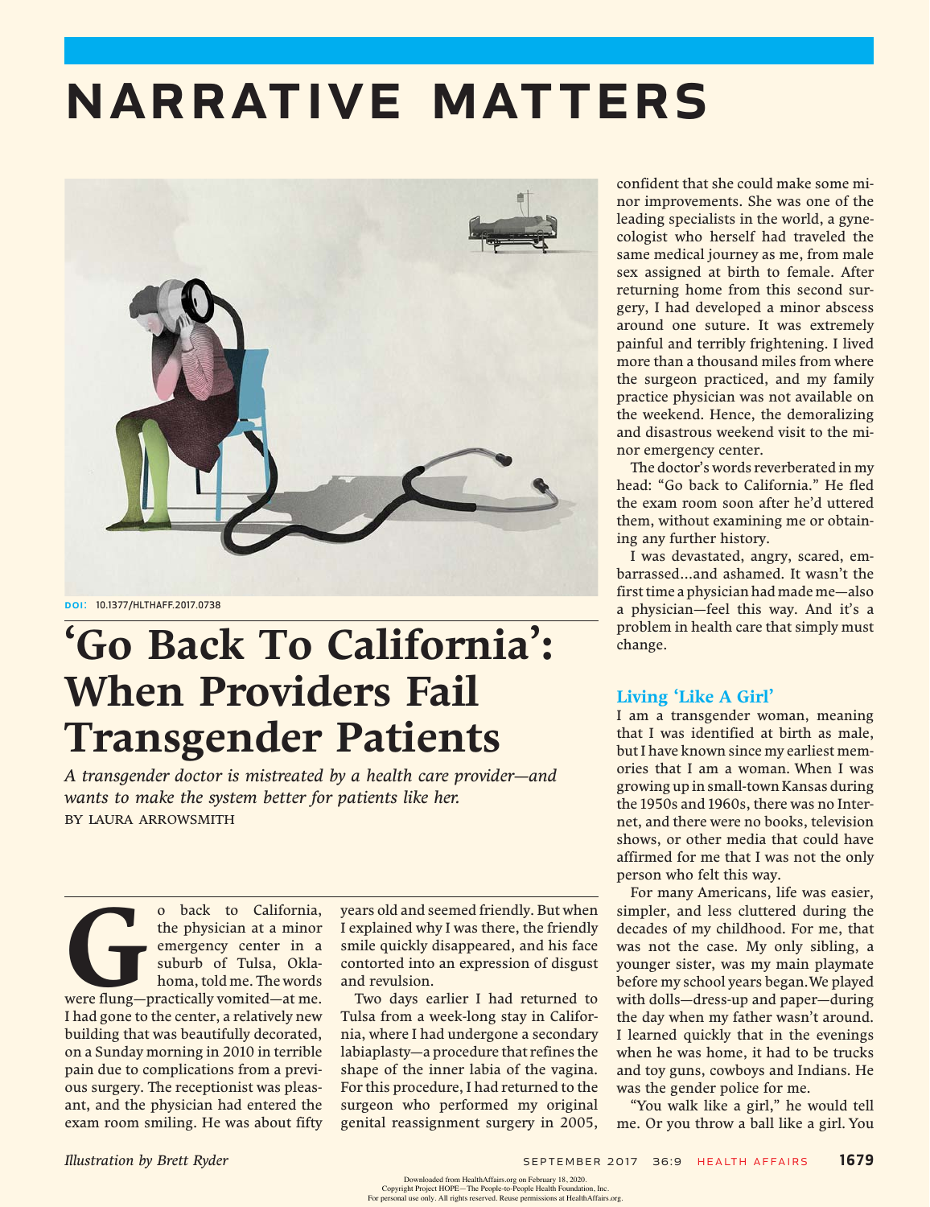# NARRATIVE MATTERS

DOI: 10.1377/HLTHAFF.2017.0738

# 'Go Back To California': When Providers Fail Transgender Patients

*A transgender doctor is mistreated by a health care provider—and wants to make the system better for patients like her.*

BY LAURA ARROWSMITH

Go back to California, the physician at a minor emergency center in a suburb of Tulsa, Oklahoma, told me. The words were flung—practically vomited—at me. I had gone to the center, a relatively new building that was beautifully decorated, on a Sunday morning in 2010 in terrible pain due to complications from a previous surgery. The receptionist was pleasant, and the physician had entered the exam room smiling. He was about fifty years old and seemed friendly. But when I explained why I was there, the friendly smile quickly disappeared, and his face contorted into an expression of disgust and revulsion.

Two days earlier I had returned to Tulsa from a week-long stay in California, where I had undergone a secondary labiaplasty—a procedure that refines the shape of the inner labia of the vagina. For this procedure, I had returned to the surgeon who performed my original genital reassignment surgery in 2005, confident that she could make some minor improvements. She was one of the leading specialists in the world, a gynecologist who herself had traveled the same medical journey as me, from male sex assigned at birth to female. After returning home from this second surgery, I had developed a minor abscess around one suture. It was extremely painful and terribly frightening. I lived more than a thousand miles from where the surgeon practiced, and my family practice physician was not available on the weekend. Hence, the demoralizing and disastrous weekend visit to the minor emergency center.

The doctor's words reverberated in my head: "Go back to California." He fled the exam room soon after he'd uttered them, without examining me or obtaining any further history.

I was devastated, angry, scared, embarrassed...and ashamed. It wasn't the first time a physician had made me—also a physician—feel this way. And it's a problem in health care that simply must change.

## Living 'Like A Girl'

I am a transgender woman, meaning that I was identified at birth as male, but I have known since my earliest memories that I am a woman. When I was growing up in small-town Kansas during the 1950s and 1960s, there was no Internet, and there were no books, television shows, or other media that could have affirmed for me that I was not the only person who felt this way.

For many Americans, life was easier, simpler, and less cluttered during the decades of my childhood. For me, that was not the case. My only sibling, a younger sister, was my main playmate before my school years began. We played with dolls—dress-up and paper—during the day when my father wasn't around. I learned quickly that in the evenings when he was home, it had to be trucks and toy guns, cowboys and Indians. He was the gender police for me.

"You walk like a girl," he would tell me. Or you throw a ball like a girl. You

*Illustration by Brett Ryder*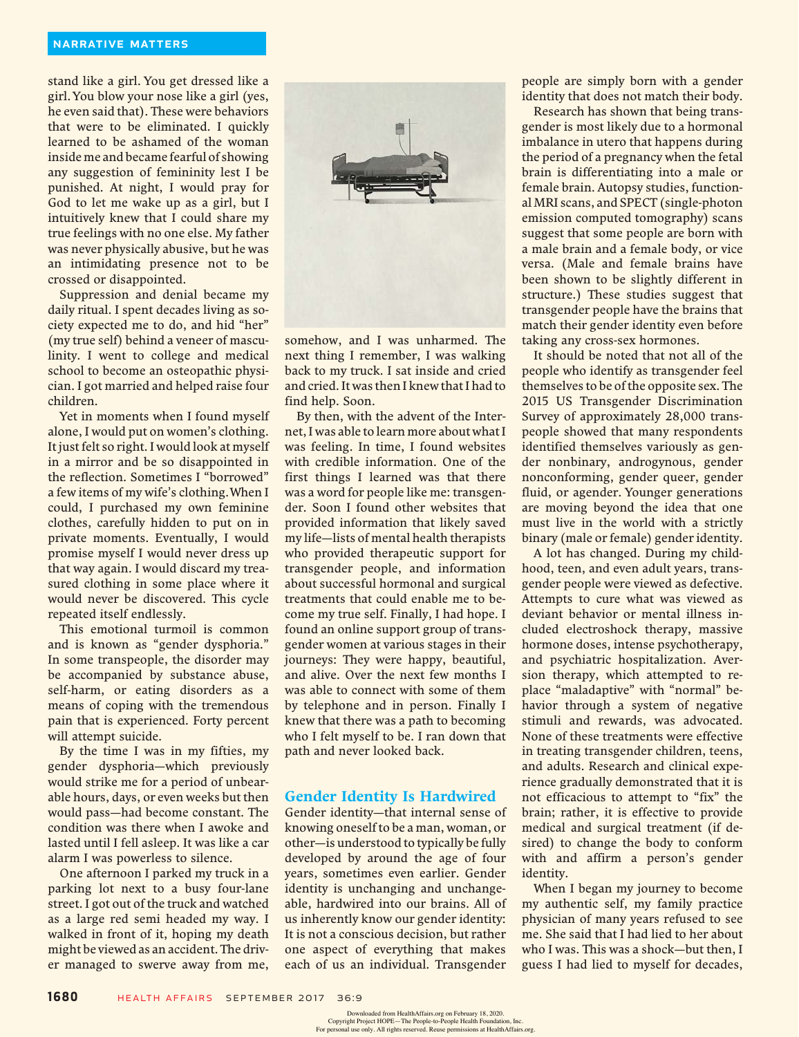stand like a girl. You get dressed like a girl. You blow your nose like a girl (yes, he even said that). These were behaviors that were to be eliminated. I quickly learned to be ashamed of the woman inside me and became fearful of showing any suggestion of femininity lest I be punished. At night, I would pray for God to let me wake up as a girl, but I intuitively knew that I could share my true feelings with no one else. My father was never physically abusive, but he was an intimidating presence not to be crossed or disappointed.

Suppression and denial became my daily ritual. I spent decades living as society expected me to do, and hid "her" (my true self) behind a veneer of masculinity. I went to college and medical school to become an osteopathic physician. I got married and helped raise four children.

Yet in moments when I found myself alone, I would put on women's clothing. It just felt so right. I would look at myself in a mirror and be so disappointed in the reflection. Sometimes I "borrowed" a few items of my wife's clothing. When I could, I purchased my own feminine clothes, carefully hidden to put on in private moments. Eventually, I would promise myself I would never dress up that way again. I would discard my treasured clothing in some place where it would never be discovered. This cycle repeated itself endlessly.

This emotional turmoil is common and is known as "gender dysphoria." In some transpeople, the disorder may be accompanied by substance abuse, self-harm, or eating disorders as a means of coping with the tremendous pain that is experienced. Forty percent will attempt suicide.

By the time I was in my fifties, my gender dysphoria—which previously would strike me for a period of unbearable hours, days, or even weeks but then would pass—had become constant. The condition was there when I awoke and lasted until I fell asleep. It was like a car alarm I was powerless to silence.

One afternoon I parked my truck in a parking lot next to a busy four-lane street. I got out of the truck and watched as a large red semi headed my way. I walked in front of it, hoping my death might be viewed as an accident. The driver managed to swerve away from me, somehow, and I was unharmed. The next thing I remember, I was walking back to my truck. I sat inside and cried and cried. It was then I knew that I had to find help. Soon.

By then, with the advent of the Internet, I was able to learn more about what I was feeling. In time, I found websites with credible information. One of the first things I learned was that there was a word for people like me: transgender. Soon I found other websites that provided information that likely saved my life—lists of mental health therapists who provided therapeutic support for transgender people, and information about successful hormonal and surgical treatments that could enable me to become my true self. Finally, I had hope. I found an online support group of transgender women at various stages in their journeys: They were happy, beautiful, and alive. Over the next few months I was able to connect with some of them by telephone and in person. Finally I knew that there was a path to becoming who I felt myself to be. I ran down that path and never looked back.

## Gender Identity Is Hardwired

Gender identity—that internal sense of knowing oneself to be a man, woman, or other—is understood to typically be fully developed by around the age of four years, sometimes even earlier. Gender identity is unchanging and unchangeable, hardwired into our brains. All of us inherently know our gender identity: It is not a conscious decision, but rather one aspect of everything that makes each of us an individual. Transgender people are simply born with a gender identity that does not match their body.

Research has shown that being transgender is most likely due to a hormonal imbalance in utero that happens during the period of a pregnancy when the fetal brain is differentiating into a male or female brain. Autopsy studies, functional MRI scans, and SPECT (single-photon emission computed tomography) scans suggest that some people are born with a male brain and a female body, or vice versa. (Male and female brains have been shown to be slightly different in structure.) These studies suggest that transgender people have the brains that match their gender identity even before taking any cross-sex hormones.

It should be noted that not all of the people who identify as transgender feel themselves to be of the opposite sex. The 2015 US Transgender Discrimination Survey of approximately 28,000 transpeople showed that many respondents identified themselves variously as gender nonbinary, androgynous, gender nonconforming, gender queer, gender fluid, or agender. Younger generations are moving beyond the idea that one must live in the world with a strictly binary (male or female) gender identity.

A lot has changed. During my childhood, teen, and even adult years, transgender people were viewed as defective. Attempts to cure what was viewed as deviant behavior or mental illness included electroshock therapy, massive hormone doses, intense psychotherapy, and psychiatric hospitalization. Aversion therapy, which attempted to replace "maladaptive" with "normal" behavior through a system of negative stimuli and rewards, was advocated. None of these treatments were effective in treating transgender children, teens, and adults. Research and clinical experience gradually demonstrated that it is not efficacious to attempt to "fix" the brain; rather, it is effective to provide medical and surgical treatment (if desired) to change the body to conform with and affirm a person's gender identity.

When I began my journey to become my authentic self, my family practice physician of many years refused to see me. She said that I had lied to her about who I was. This was a shock—but then, I guess I had lied to myself for decades,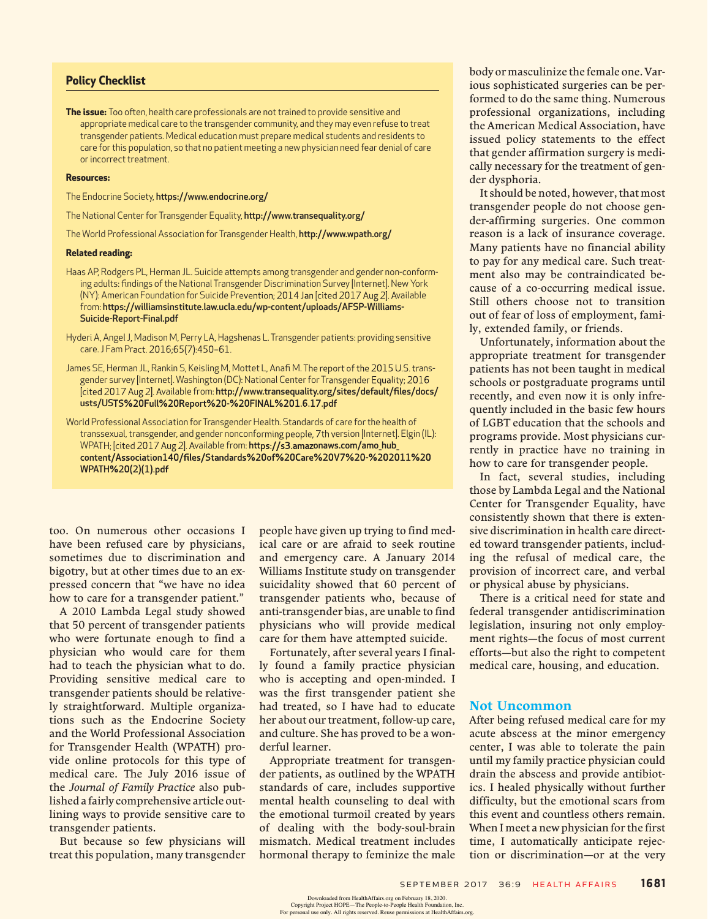## Policy Checklist

**The issue:** Too often, health care professionals are not trained to provide sensitive and appropriate medical care to the transgender community, and they may even refuse to treat transgender patients. Medical education must prepare medical students and residents to care for this population, so that no patient meeting a new physician need fear denial of care or incorrect treatment.

**Resources:**

The Endocrine Society, **https://www.endocrine.org/**

The National Center for Transgender Equality, **http://www.transequality.org/**

The World Professional Association for Transgender Health, **http://www.wpath.org/**

**Related reading:**

Haas AP, Rodgers PL, Herman JL. Suicide attempts among transgender and gender non-conforming adults: findings of the National Transgender Discrimination Survey [Internet]. New York (NY): American Foundation for Suicide Prevention; 2014 Jan [cited 2017 Aug 2]. Available from: **https://williamsinstitute.law.ucla.edu/wp-content/uploads/AFSP-Williams-Suicide-Report-Final.pdf**

Hyderi A, Angel J, Madison M, Perry LA, Hagshenas L. Transgender patients: providing sensitive care. J Fam Pract. 2016;65(7):450–61.

James SE, Herman JL, Rankin S, Keisling M, Mottet L, Anafi M. The report of the 2015 U.S. transgender survey [Internet]. Washington (DC): National Center for Transgender Equality; 2016 [cited 2017 Aug 2]. Available from: **http://www.transequality.org/sites/default/files/docs/usts/USTS%20Full%20Report%20-%20FINAL%201.6.17.pdf**

World Professional Association for Transgender Health. Standards of care for the health of transsexual, transgender, and gender nonconforming people, 7th version [Internet]. Elgin (IL): WPATH; [cited 2017 Aug 2]. Available from: **https://s3.amazonaws.com/amo_hub_content/Association140/files/Standards%20of%20Care%20V7%20-%202011%20WPATH%20(2)(1).pdf**

too. On numerous other occasions I have been refused care by physicians, sometimes due to discrimination and bigotry, but at other times due to an expressed concern that "we have no idea how to care for a transgender patient."

A 2010 Lambda Legal study showed that 50 percent of transgender patients who were fortunate enough to find a physician who would care for them had to teach the physician what to do. Providing sensitive medical care to transgender patients should be relatively straightforward. Multiple organizations such as the Endocrine Society and the World Professional Association for Transgender Health (WPATH) provide online protocols for this type of medical care. The July 2016 issue of the *Journal of Family Practice* also published a fairly comprehensive article outlining ways to provide sensitive care to transgender patients.

But because so few physicians will treat this population, many transgender people have given up trying to find medical care or are afraid to seek routine and emergency care. A January 2014 Williams Institute study on transgender suicidality showed that 60 percent of transgender patients who, because of anti-transgender bias, are unable to find physicians who will provide medical care for them have attempted suicide.

Fortunately, after several years I finally found a family practice physician who is accepting and open-minded. I was the first transgender patient she had treated, so I have had to educate her about our treatment, follow-up care, and culture. She has proved to be a wonderful learner.

Appropriate treatment for transgender patients, as outlined by the WPATH standards of care, includes supportive mental health counseling to deal with the emotional turmoil created by years of dealing with the body-soul-brain mismatch. Medical treatment includes hormonal therapy to feminize the male body or masculinize the female one. Various sophisticated surgeries can be performed to do the same thing. Numerous professional organizations, including the American Medical Association, have issued policy statements to the effect that gender affirmation surgery is medically necessary for the treatment of gender dysphoria.

It should be noted, however, that most transgender people do not choose gender-affirming surgeries. One common reason is a lack of insurance coverage. Many patients have no financial ability to pay for any medical care. Such treatment also may be contraindicated because of a co-occurring medical issue. Still others choose not to transition out of fear of loss of employment, family, extended family, or friends.

Unfortunately, information about the appropriate treatment for transgender patients has not been taught in medical schools or postgraduate programs until recently, and even now it is only infrequently included in the basic few hours of LGBT education that the schools and programs provide. Most physicians currently in practice have no training in how to care for transgender people.

In fact, several studies, including those by Lambda Legal and the National Center for Transgender Equality, have consistently shown that there is extensive discrimination in health care directed toward transgender patients, including the refusal of medical care, the provision of incorrect care, and verbal or physical abuse by physicians.

There is a critical need for state and federal transgender antidiscrimination legislation, insuring not only employment rights—the focus of most current efforts—but also the right to competent medical care, housing, and education.

## Not Uncommon

After being refused medical care for my acute abscess at the minor emergency center, I was able to tolerate the pain until my family practice physician could drain the abscess and provide antibiotics. I healed physically without further difficulty, but the emotional scars from this event and countless others remain. When I meet a new physician for the first time, I automatically anticipate rejection or discrimination—or at the very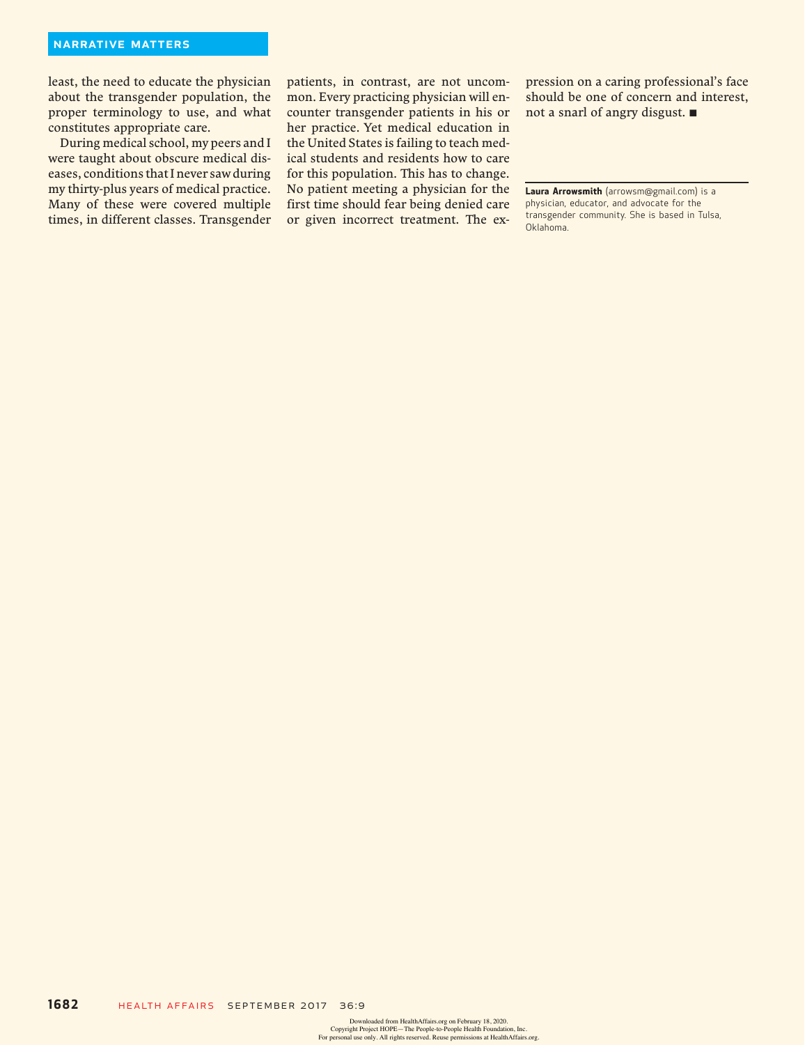least, the need to educate the physician about the transgender population, the proper terminology to use, and what constitutes appropriate care.

During medical school, my peers and I were taught about obscure medical diseases, conditions that I never saw during my thirty-plus years of medical practice. Many of these were covered multiple times, in different classes. Transgender patients, in contrast, are not uncommon. Every practicing physician will encounter transgender patients in his or her practice. Yet medical education in the United States is failing to teach medical students and residents how to care for this population. This has to change. No patient meeting a physician for the first time should fear being denied care or given incorrect treatment. The expression on a caring professional's face should be one of concern and interest, not a snarl of angry disgust. ■

---

**Laura Arrowsmith** (arrowsm@gmail.com) is a physician, educator, and advocate for the transgender community. She is based in Tulsa, Oklahoma.